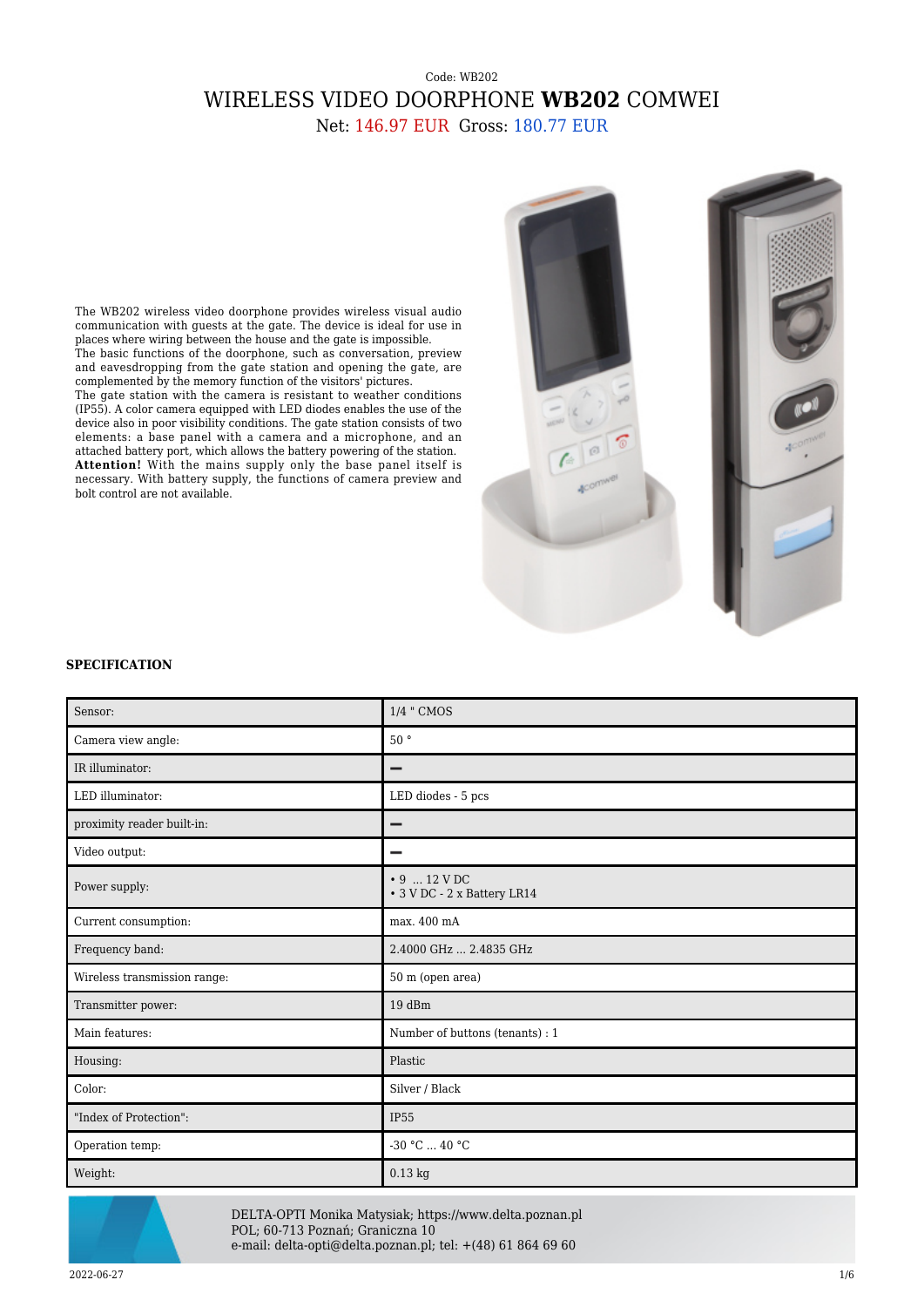Code: WB202

# WIRELESS VIDEO DOORPHONE **WB202** COMWEI

Net: 146.97 EUR Gross: 180.77 EUR

The WB202 wireless video doorphone provides wireless visual audio communication with guests at the gate. The device is ideal for use in places where wiring between the house and the gate is impossible.
The basic functions of the doorphone, such as conversation, preview and eavesdropping from the gate station and opening the gate, are complemented by the memory function of the visitors' pictures.
The gate station with the camera is resistant to weather conditions (IP55). A color camera equipped with LED diodes enables the use of the device also in poor visibility conditions. The gate station consists of two elements: a base panel with a camera and a microphone, and an attached battery port, which allows the battery powering of the station.
**Attention!** With the mains supply only the base panel itself is necessary. With battery supply, the functions of camera preview and bolt control are not available.

### SPECIFICATION

| | |
|---|---|
| Sensor: | 1/4 " CMOS |
| Camera view angle: | 50 ° |
| IR illuminator: | – |
| LED illuminator: | LED diodes - 5 pcs |
| proximity reader built-in: | – |
| Video output: | – |
| Power supply: | • 9 ... 12 V DC<br>• 3 V DC - 2 x Battery LR14 |
| Current consumption: | max. 400 mA |
| Frequency band: | 2.4000 GHz ... 2.4835 GHz |
| Wireless transmission range: | 50 m (open area) |
| Transmitter power: | 19 dBm |
| Main features: | Number of buttons (tenants) : 1 |
| Housing: | Plastic |
| Color: | Silver / Black |
| "Index of Protection": | IP55 |
| Operation temp: | -30 °C ... 40 °C |
| Weight: | 0.13 kg |

DELTA-OPTI Monika Matysiak; https://www.delta.poznan.pl
POL; 60-713 Poznań; Graniczna 10
e-mail: delta-opti@delta.poznan.pl; tel: +(48) 61 864 69 60

2022-06-27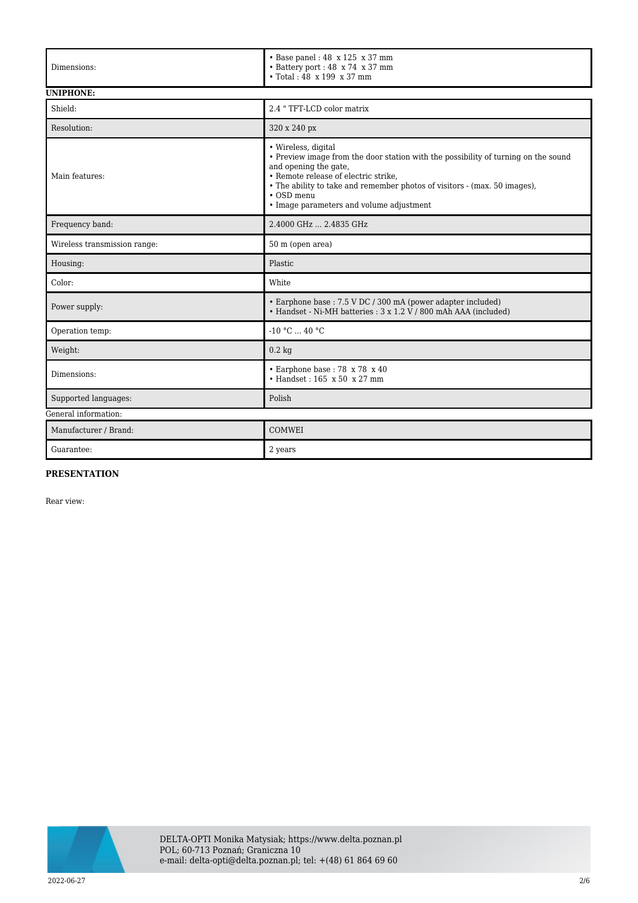| | |
|---|---|
| Dimensions: | • Base panel : 48 x 125 x 37 mm<br>• Battery port : 48 x 74 x 37 mm<br>• Total : 48 x 199 x 37 mm |

**UNIPHONE:**

| | |
|---|---|
| Shield: | 2.4 " TFT-LCD color matrix |
| Resolution: | 320 x 240 px |
| Main features: | • Wireless, digital<br>• Preview image from the door station with the possibility of turning on the sound and opening the gate,<br>• Remote release of electric strike,<br>• The ability to take and remember photos of visitors - (max. 50 images),<br>• OSD menu<br>• Image parameters and volume adjustment |
| Frequency band: | 2.4000 GHz ... 2.4835 GHz |
| Wireless transmission range: | 50 m (open area) |
| Housing: | Plastic |
| Color: | White |
| Power supply: | • Earphone base : 7.5 V DC / 300 mA (power adapter included)<br>• Handset - Ni-MH batteries : 3 x 1.2 V / 800 mAh AAA (included) |
| Operation temp: | -10 °C ... 40 °C |
| Weight: | 0.2 kg |
| Dimensions: | • Earphone base : 78 x 78 x 40<br>• Handset : 165 x 50 x 27 mm |
| Supported languages: | Polish |

General information:

| | |
|---|---|
| Manufacturer / Brand: | COMWEI |
| Guarantee: | 2 years |

**PRESENTATION**

Rear view: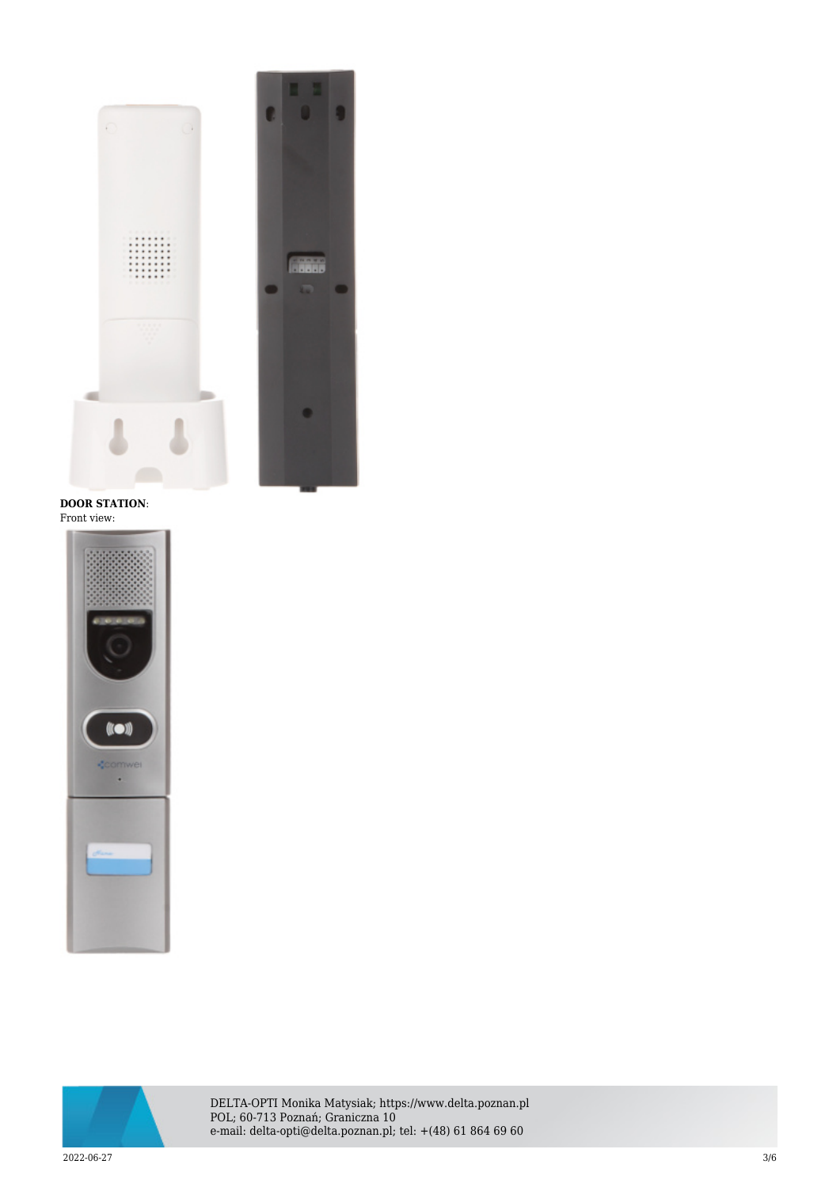**DOOR STATION**:
Front view: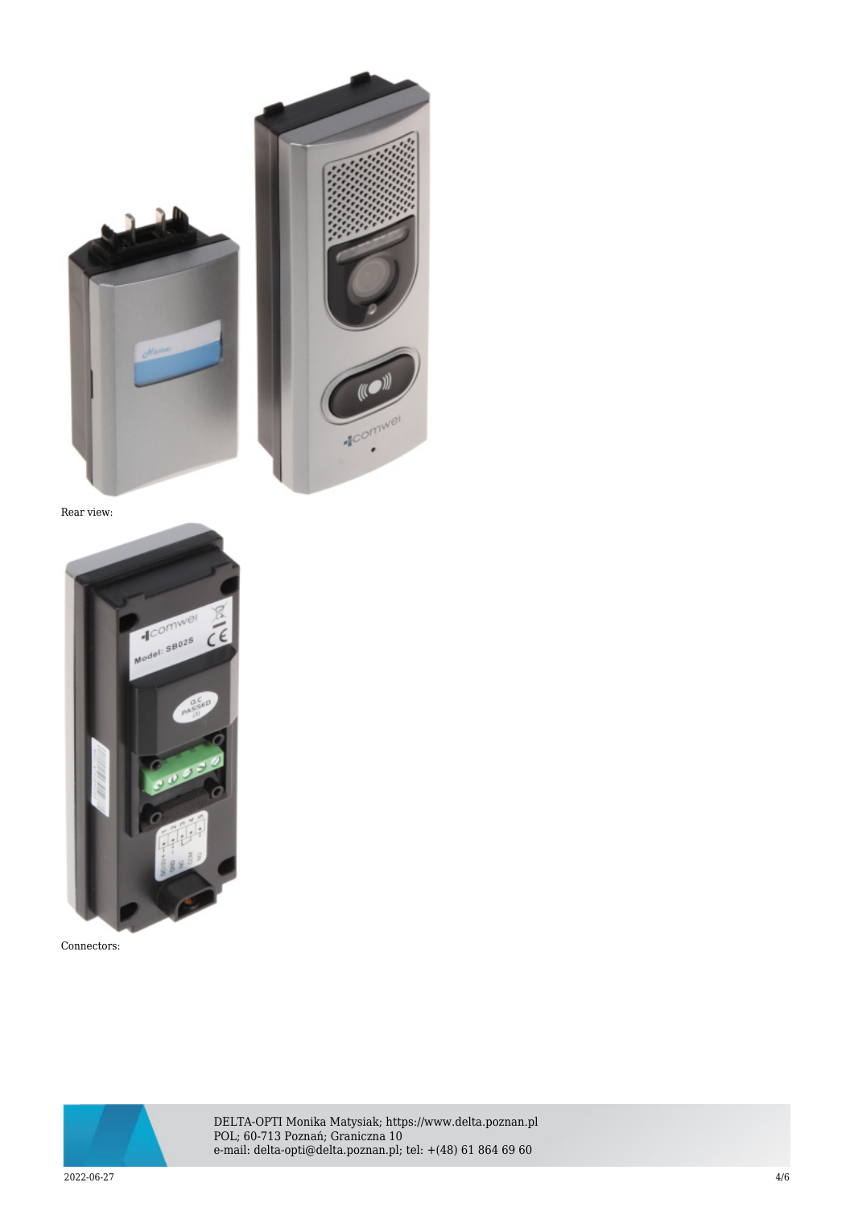Rear view:

Connectors: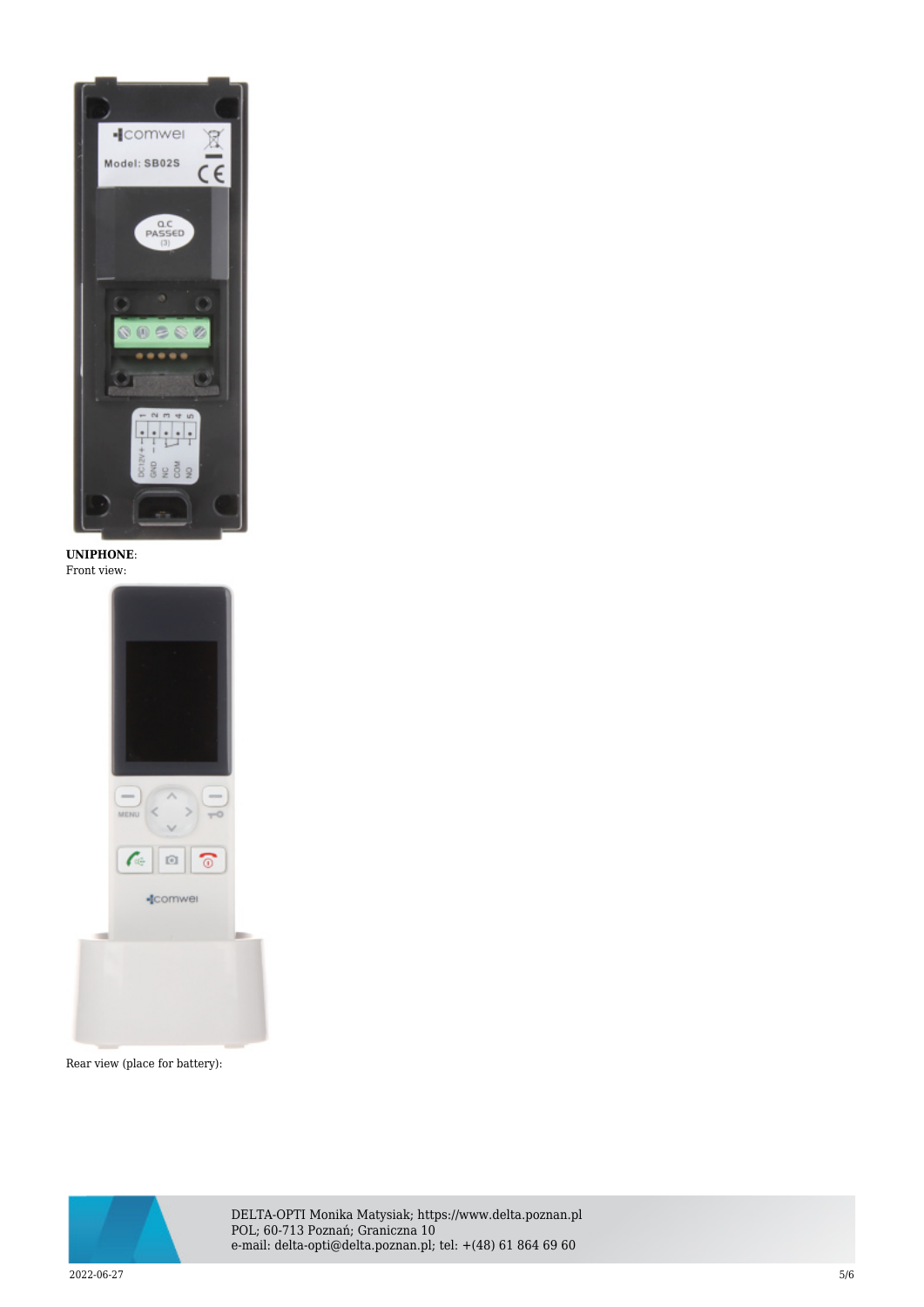**UNIPHONE**:
Front view:

Rear view (place for battery):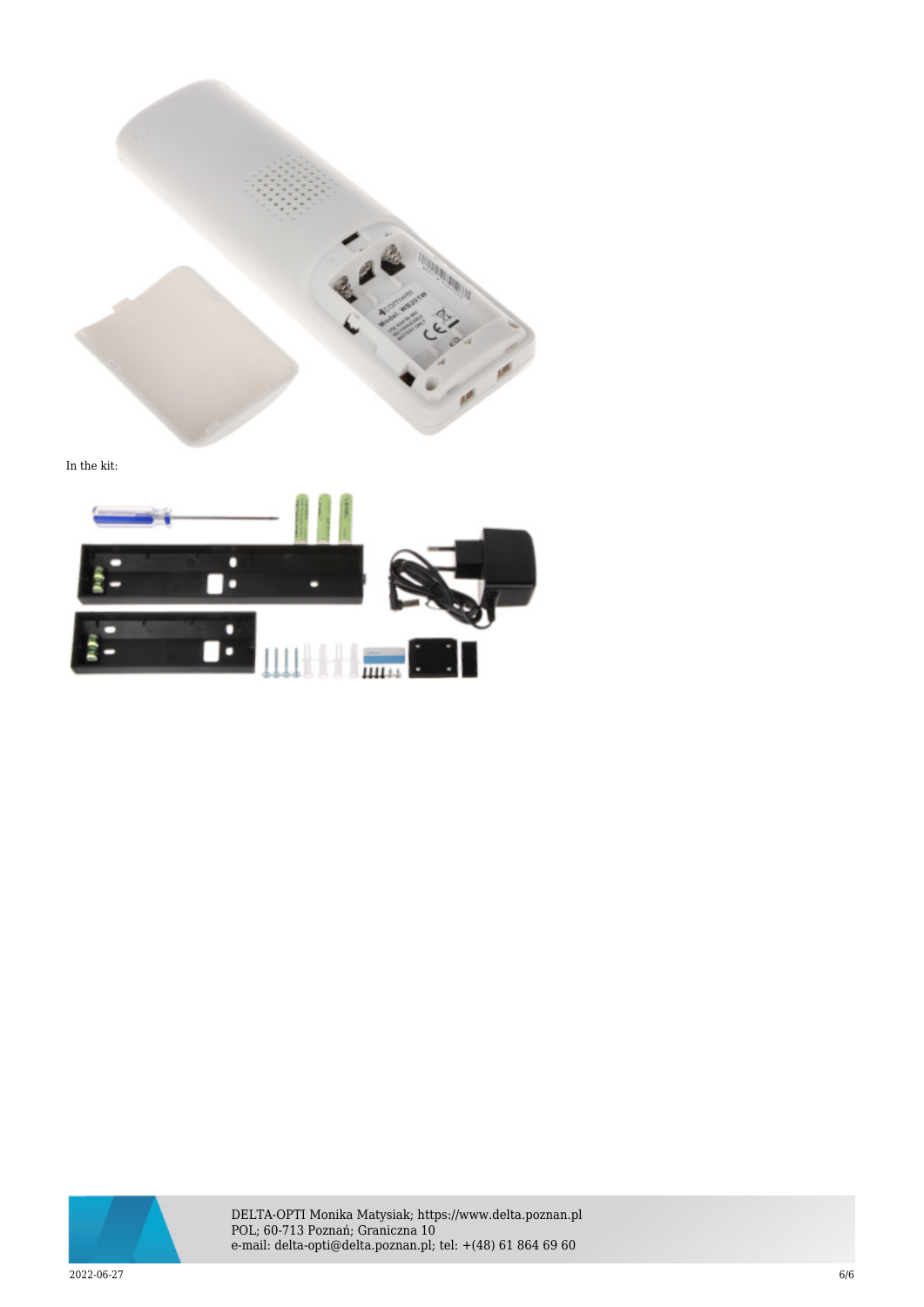In the kit: